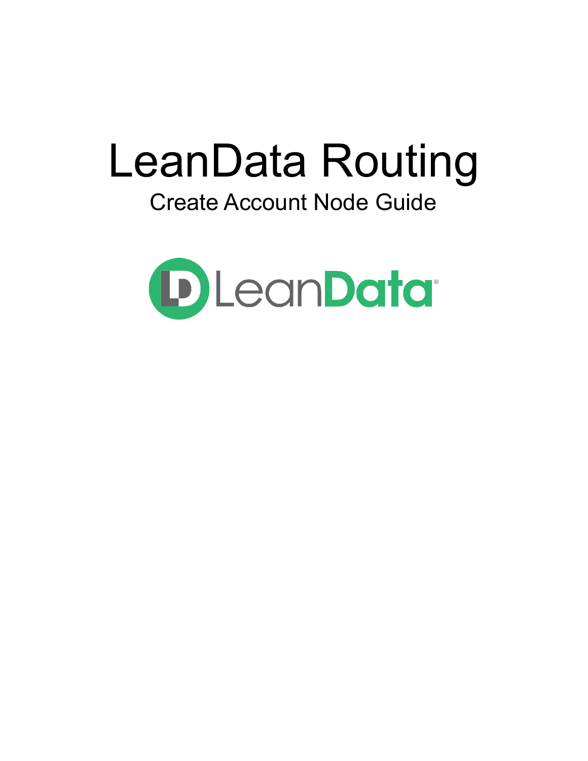# LeanData Routing

Create Account Node Guide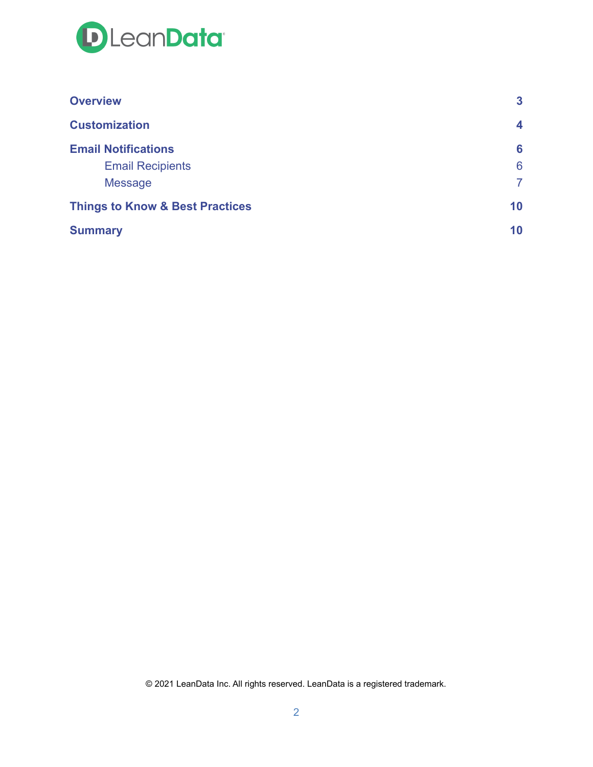| | |
|---|---|
| **Overview** | **3** |
| **Customization** | **4** |
| **Email Notifications** | **6** |
| Email Recipients | 6 |
| Message | 7 |
| **Things to Know & Best Practices** | **10** |
| **Summary** | **10** |

© 2021 LeanData Inc. All rights reserved. LeanData is a registered trademark.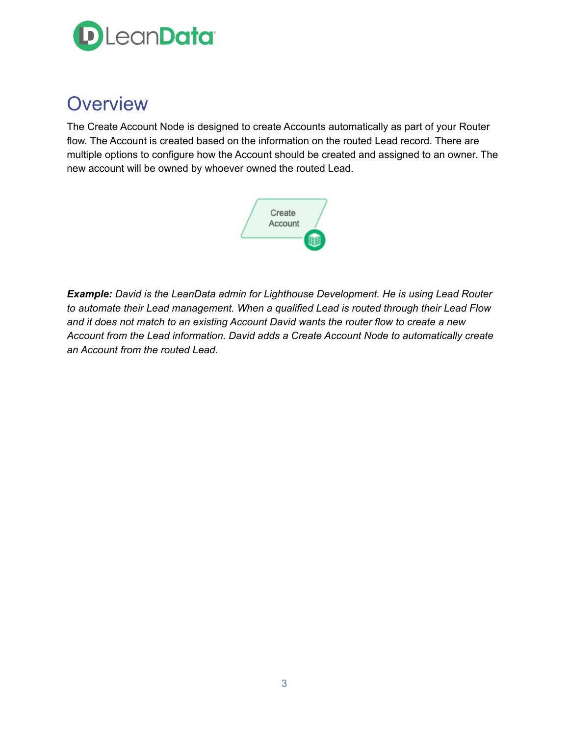# Overview

The Create Account Node is designed to create Accounts automatically as part of your Router flow. The Account is created based on the information on the routed Lead record. There are multiple options to configure how the Account should be created and assigned to an owner. The new account will be owned by whoever owned the routed Lead.

***Example:*** *David is the LeanData admin for Lighthouse Development. He is using Lead Router to automate their Lead management. When a qualified Lead is routed through their Lead Flow and it does not match to an existing Account David wants the router flow to create a new Account from the Lead information. David adds a Create Account Node to automatically create an Account from the routed Lead.*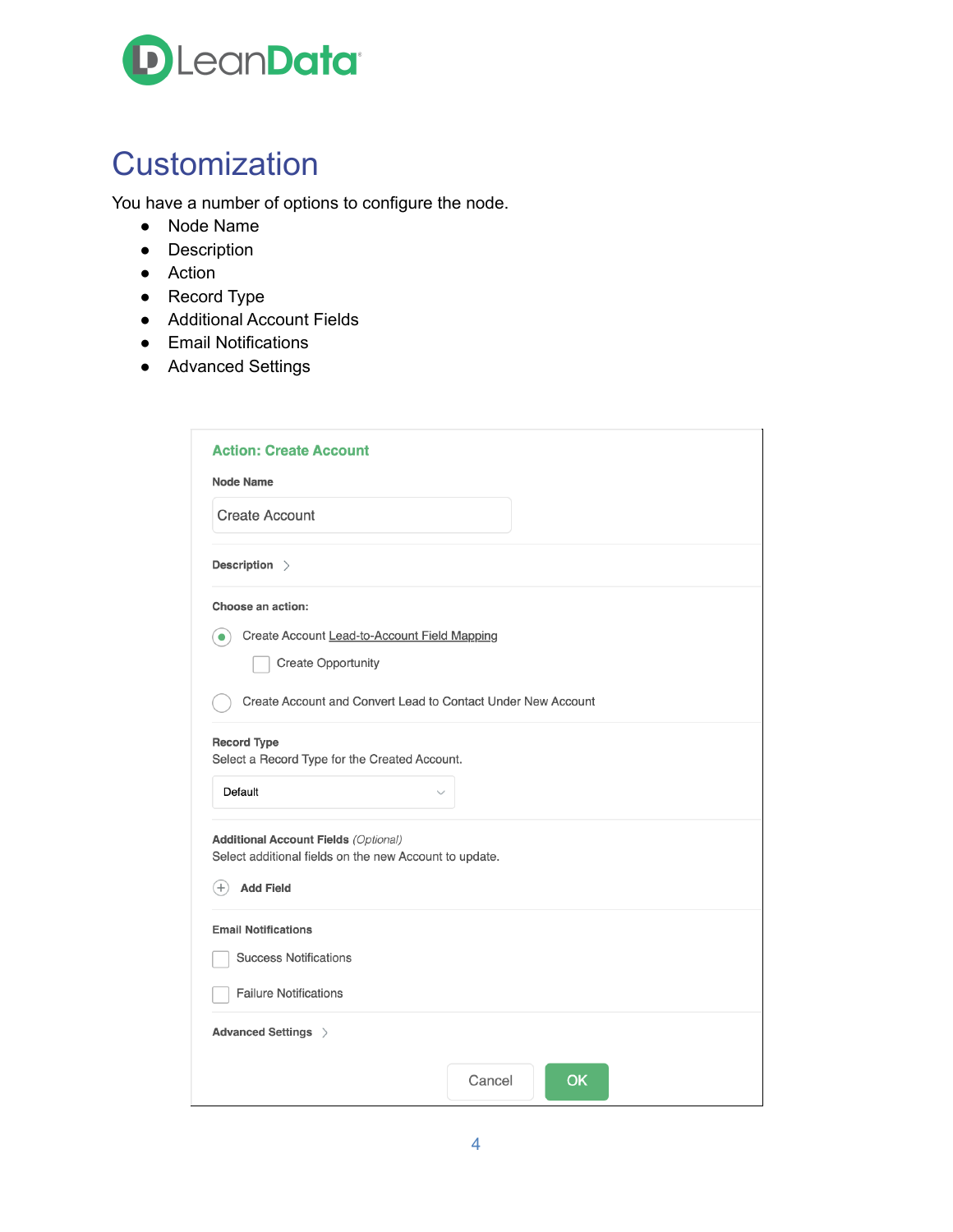# Customization

You have a number of options to configure the node.

- Node Name
- Description
- Action
- Record Type
- Additional Account Fields
- Email Notifications
- Advanced Settings

**Action: Create Account**

**Node Name**

Create Account

**Description** >

**Choose an action:**

- (●) Create Account Lead-to-Account Field Mapping
  - [ ] Create Opportunity
- ( ) Create Account and Convert Lead to Contact Under New Account

**Record Type**
Select a Record Type for the Created Account.

Default

**Additional Account Fields** *(Optional)*
Select additional fields on the new Account to update.

⊕ **Add Field**

**Email Notifications**

- [ ] Success Notifications
- [ ] Failure Notifications

**Advanced Settings** >

Cancel | OK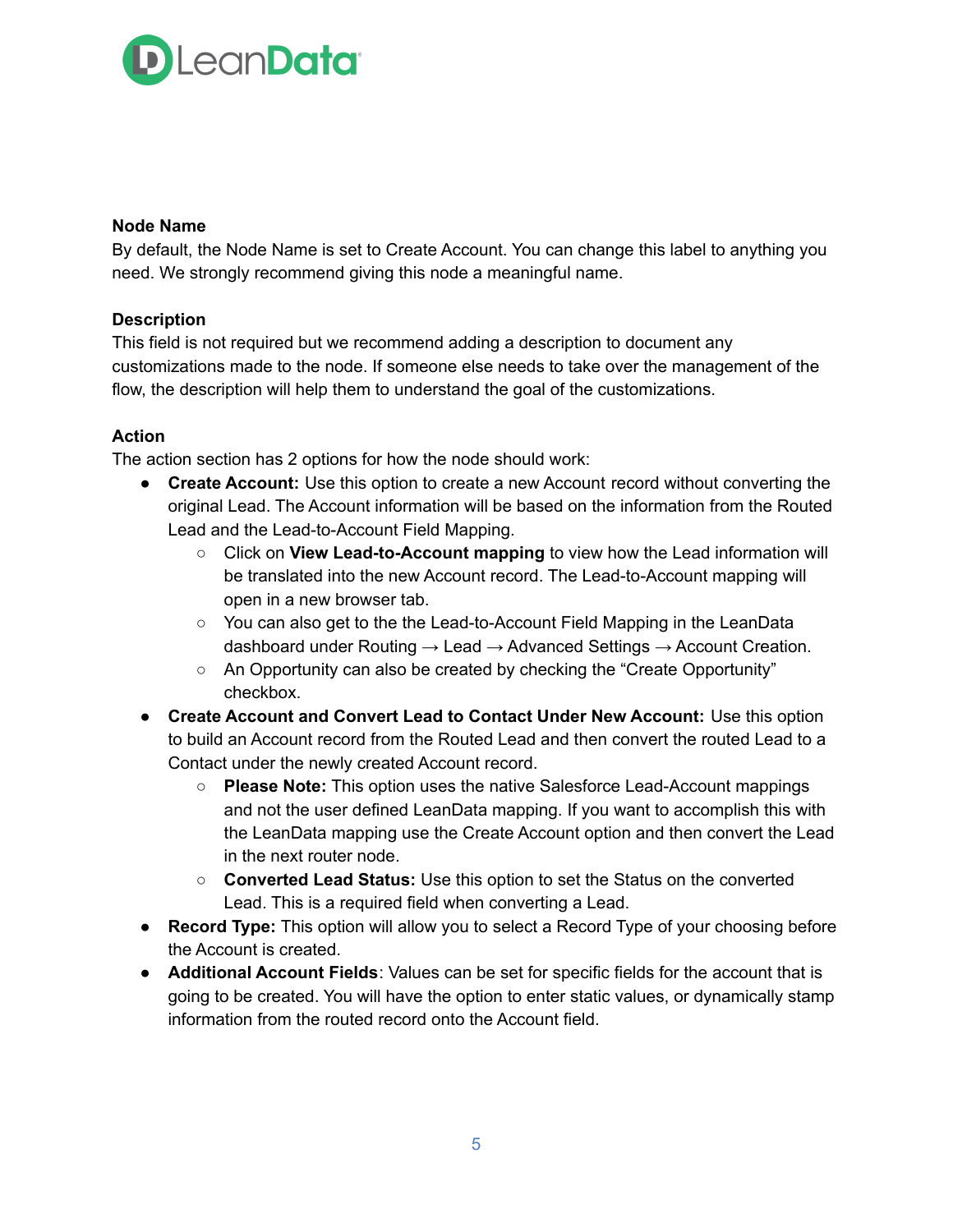**Node Name**

By default, the Node Name is set to Create Account. You can change this label to anything you need. We strongly recommend giving this node a meaningful name.

**Description**

This field is not required but we recommend adding a description to document any customizations made to the node. If someone else needs to take over the management of the flow, the description will help them to understand the goal of the customizations.

**Action**

The action section has 2 options for how the node should work:

- **Create Account:** Use this option to create a new Account record without converting the original Lead. The Account information will be based on the information from the Routed Lead and the Lead-to-Account Field Mapping.
    - Click on **View Lead-to-Account mapping** to view how the Lead information will be translated into the new Account record. The Lead-to-Account mapping will open in a new browser tab.
    - You can also get to the the Lead-to-Account Field Mapping in the LeanData dashboard under Routing → Lead → Advanced Settings → Account Creation.
    - An Opportunity can also be created by checking the "Create Opportunity" checkbox.
- **Create Account and Convert Lead to Contact Under New Account:** Use this option to build an Account record from the Routed Lead and then convert the routed Lead to a Contact under the newly created Account record.
    - **Please Note:** This option uses the native Salesforce Lead-Account mappings and not the user defined LeanData mapping. If you want to accomplish this with the LeanData mapping use the Create Account option and then convert the Lead in the next router node.
    - **Converted Lead Status:** Use this option to set the Status on the converted Lead. This is a required field when converting a Lead.
- **Record Type:** This option will allow you to select a Record Type of your choosing before the Account is created.
- **Additional Account Fields**: Values can be set for specific fields for the account that is going to be created. You will have the option to enter static values, or dynamically stamp information from the routed record onto the Account field.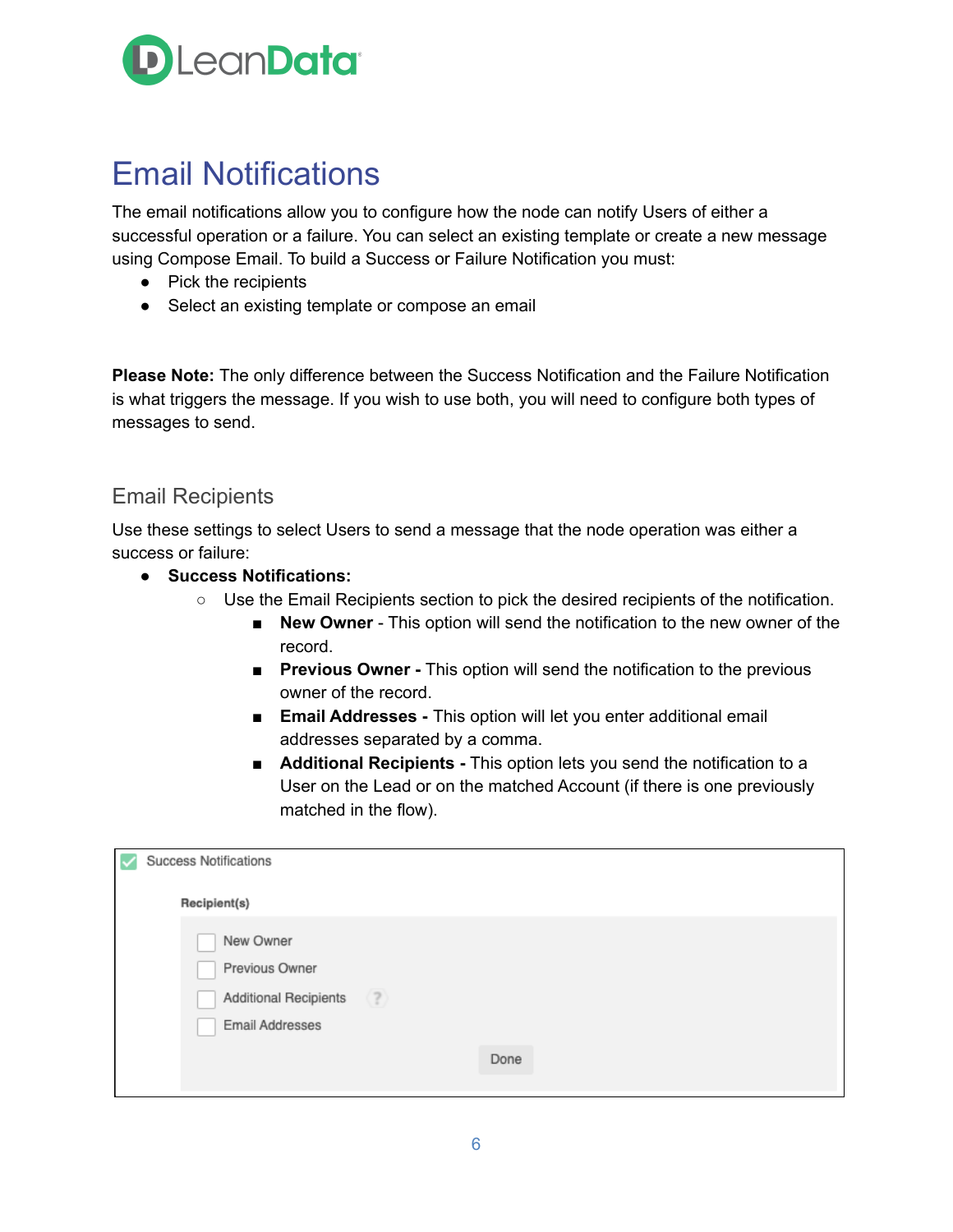# Email Notifications

The email notifications allow you to configure how the node can notify Users of either a successful operation or a failure. You can select an existing template or create a new message using Compose Email. To build a Success or Failure Notification you must:

- Pick the recipients
- Select an existing template or compose an email

**Please Note:** The only difference between the Success Notification and the Failure Notification is what triggers the message. If you wish to use both, you will need to configure both types of messages to send.

## Email Recipients

Use these settings to select Users to send a message that the node operation was either a success or failure:

- **Success Notifications:**
  - Use the Email Recipients section to pick the desired recipients of the notification.
    - **New Owner** - This option will send the notification to the new owner of the record.
    - **Previous Owner -** This option will send the notification to the previous owner of the record.
    - **Email Addresses -** This option will let you enter additional email addresses separated by a comma.
    - **Additional Recipients -** This option lets you send the notification to a User on the Lead or on the matched Account (if there is one previously matched in the flow).

Success Notifications

**Recipient(s)**

- New Owner
- Previous Owner
- Additional Recipients
- Email Addresses

Done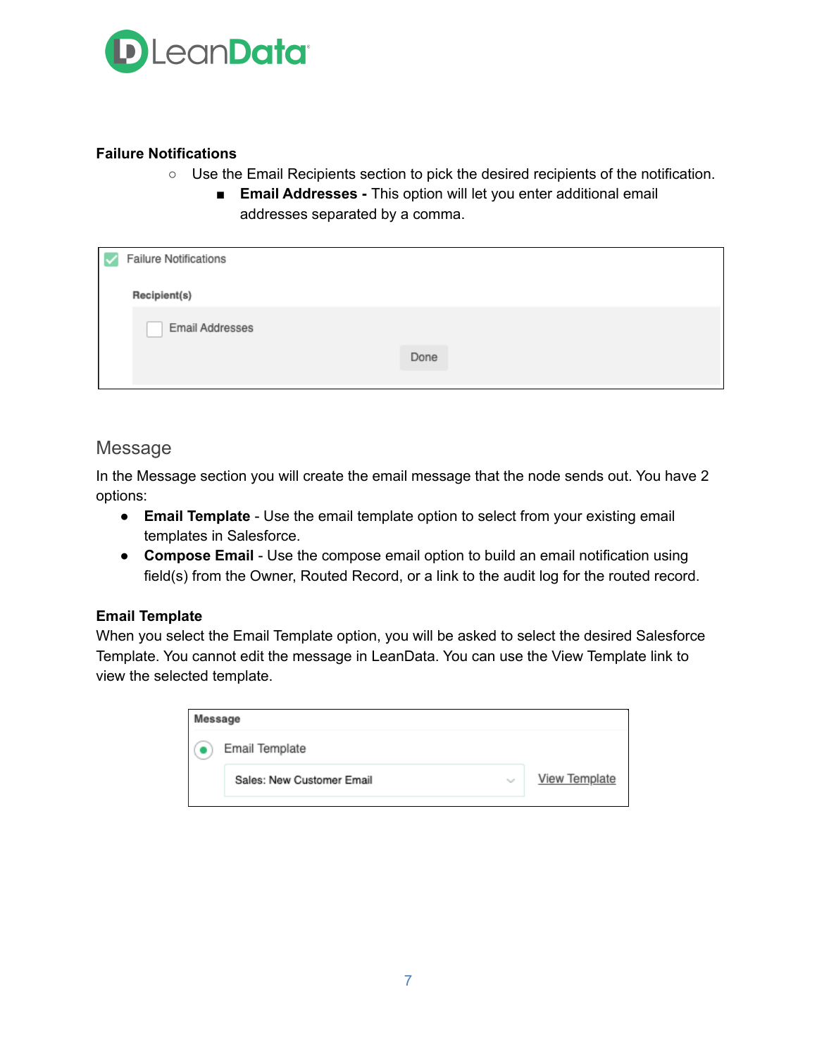**Failure Notifications**

- Use the Email Recipients section to pick the desired recipients of the notification.
    - **Email Addresses -** This option will let you enter additional email addresses separated by a comma.

## Message

In the Message section you will create the email message that the node sends out. You have 2 options:

- **Email Template** - Use the email template option to select from your existing email templates in Salesforce.
- **Compose Email** - Use the compose email option to build an email notification using field(s) from the Owner, Routed Record, or a link to the audit log for the routed record.

**Email Template**

When you select the Email Template option, you will be asked to select the desired Salesforce Template. You cannot edit the message in LeanData. You can use the View Template link to view the selected template.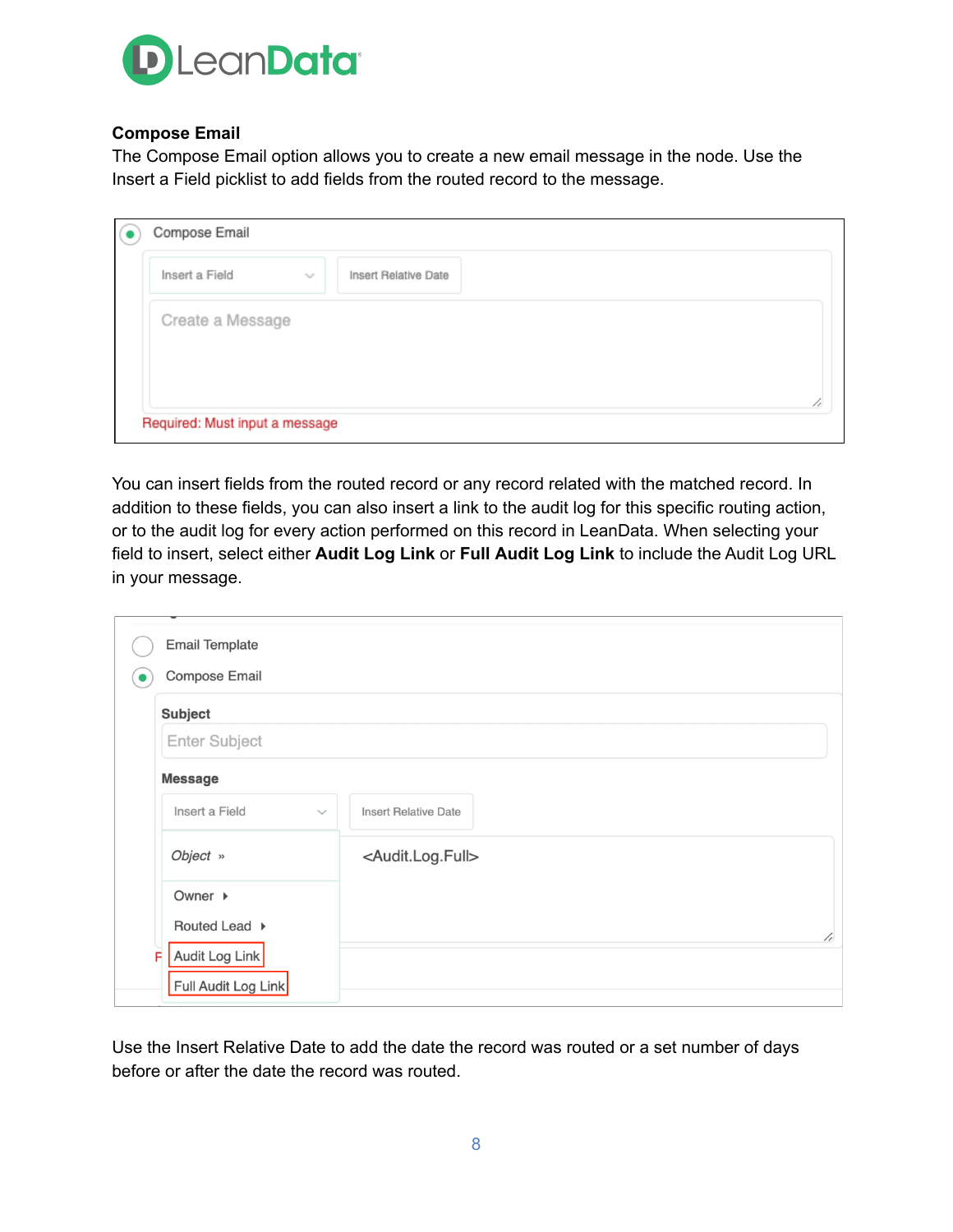## Compose Email

The Compose Email option allows you to create a new email message in the node. Use the Insert a Field picklist to add fields from the routed record to the message.

You can insert fields from the routed record or any record related with the matched record. In addition to these fields, you can also insert a link to the audit log for this specific routing action, or to the audit log for every action performed on this record in LeanData. When selecting your field to insert, select either **Audit Log Link** or **Full Audit Log Link** to include the Audit Log URL in your message.

Use the Insert Relative Date to add the date the record was routed or a set number of days before or after the date the record was routed.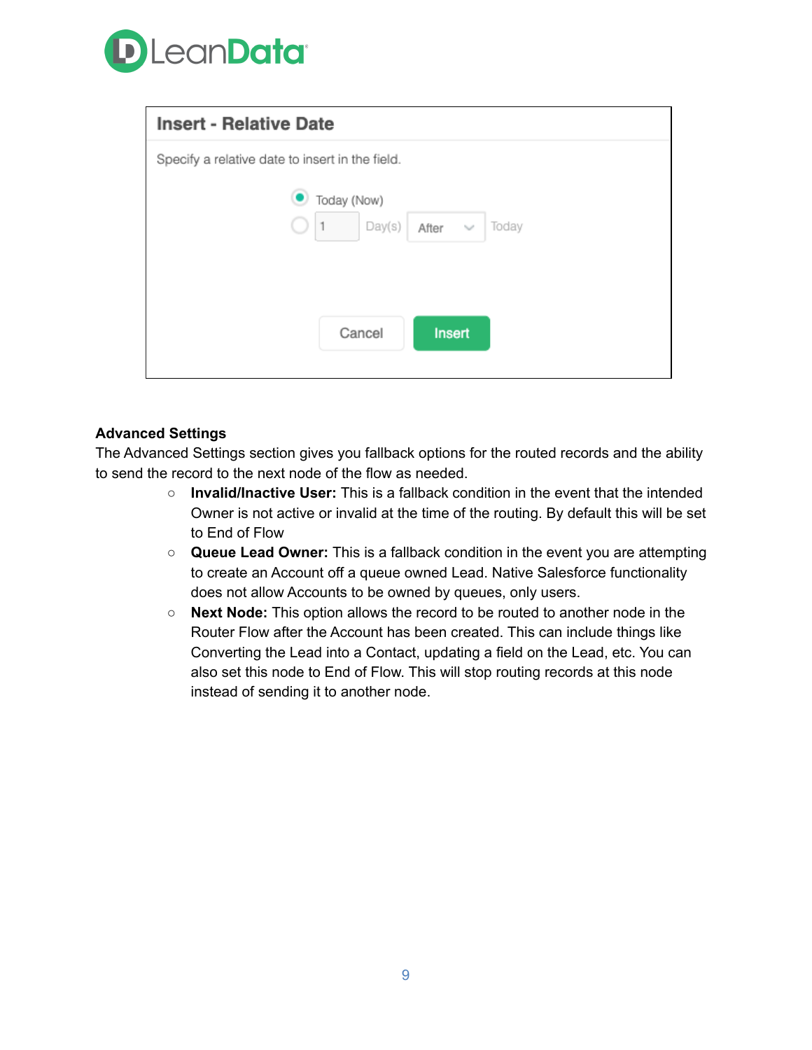**Advanced Settings**

The Advanced Settings section gives you fallback options for the routed records and the ability to send the record to the next node of the flow as needed.

- **Invalid/Inactive User:** This is a fallback condition in the event that the intended Owner is not active or invalid at the time of the routing. By default this will be set to End of Flow
- **Queue Lead Owner:** This is a fallback condition in the event you are attempting to create an Account off a queue owned Lead. Native Salesforce functionality does not allow Accounts to be owned by queues, only users.
- **Next Node:** This option allows the record to be routed to another node in the Router Flow after the Account has been created. This can include things like Converting the Lead into a Contact, updating a field on the Lead, etc. You can also set this node to End of Flow. This will stop routing records at this node instead of sending it to another node.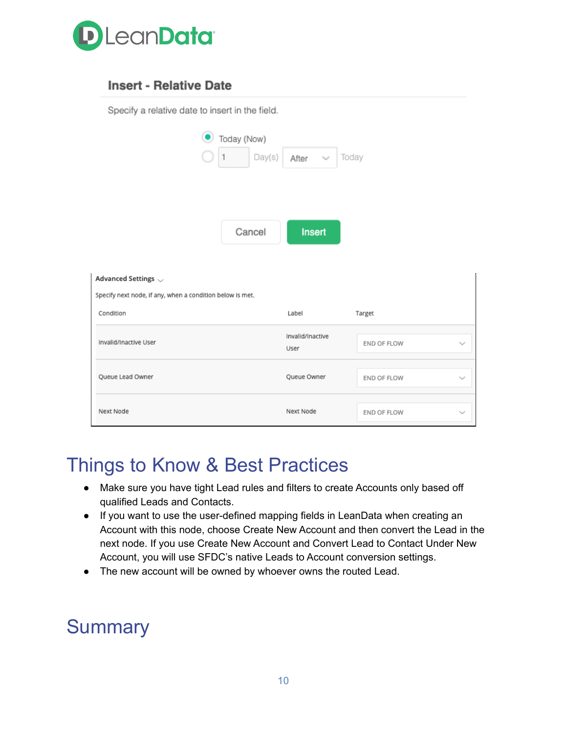Insert - Relative Date

Specify a relative date to insert in the field.

Today (Now)

1 Day(s) After Today

Cancel Insert

Advanced Settings

Specify next node, if any, when a condition below is met.

| Condition | Label | Target |
| --- | --- | --- |
| Invalid/Inactive User | Invalid/Inactive User | END OF FLOW |
| Queue Lead Owner | Queue Owner | END OF FLOW |
| Next Node | Next Node | END OF FLOW |

## Things to Know & Best Practices

- Make sure you have tight Lead rules and filters to create Accounts only based off qualified Leads and Contacts.
- If you want to use the user-defined mapping fields in LeanData when creating an Account with this node, choose Create New Account and then convert the Lead in the next node. If you use Create New Account and Convert Lead to Contact Under New Account, you will use SFDC's native Leads to Account conversion settings.
- The new account will be owned by whoever owns the routed Lead.

## Summary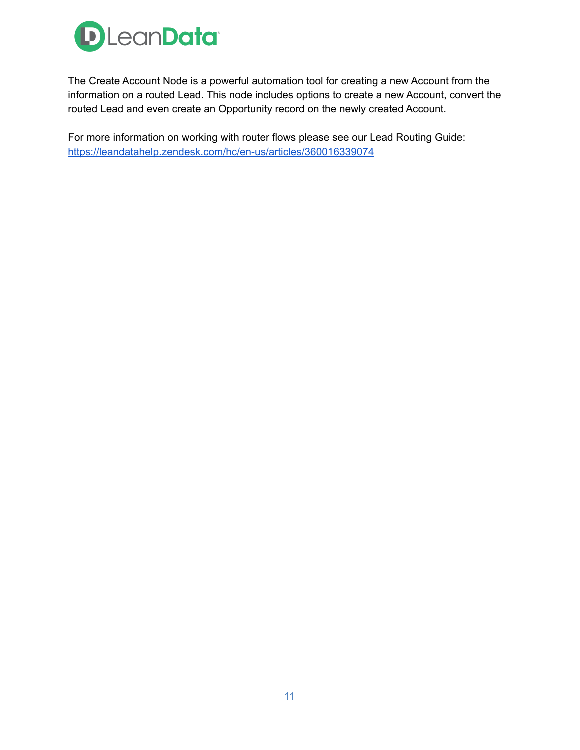The Create Account Node is a powerful automation tool for creating a new Account from the information on a routed Lead. This node includes options to create a new Account, convert the routed Lead and even create an Opportunity record on the newly created Account.

For more information on working with router flows please see our Lead Routing Guide: https://leandatahelp.zendesk.com/hc/en-us/articles/360016339074